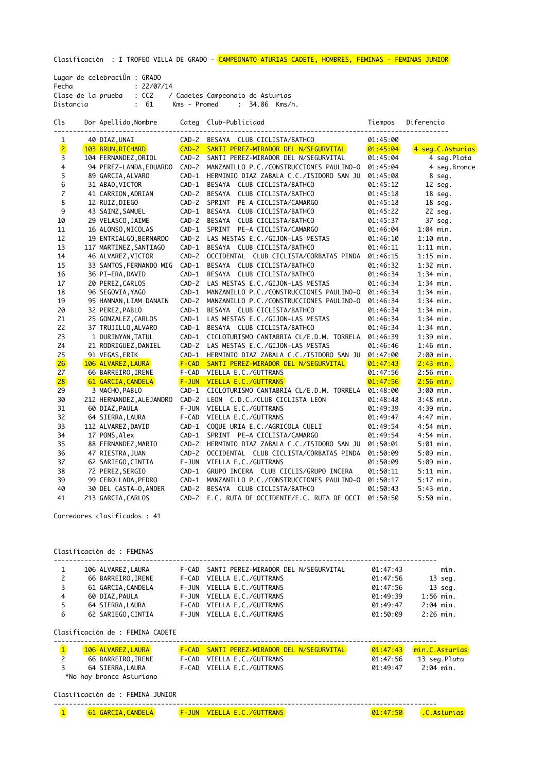Clasificación : I TROFEO VILLA DE GRADO - CAMPEONATO ATURIAS CADETE, HOMBRES, FEMINAS - FEMINAS JUNIOR

Lugar de celebraciÛn : GRADO
Fecha : 22/07/14
Clase de la prueba : CC2 / Cadetes Campeonato de Asturias
Distancia : 61 Kms - Promed : 34.86 Kms/h.

| Cls | Dor | Apellido,Nombre | Categ | Club-Publicidad | Tiempos | Diferencia |
|---|---|---|---|---|---|---|
| 1 | 40 | DIAZ,UNAI | CAD-2 | BESAYA CLUB CICLISTA/BATHCO | 01:45:00 | |
| 2 | 103 | BRUN,RICHARD | CAD-2 | SANTI PEREZ-MIRADOR DEL N/SEGURVITAL | 01:45:04 | 4 seg.C.Asturias |
| 3 | 104 | FERNANDEZ,ORIOL | CAD-2 | SANTI PEREZ-MIRADOR DEL N/SEGURVITAL | 01:45:04 | 4 seg.Plata |
| 4 | 94 | PEREZ-LANDA,EDUARDO | CAD-2 | MANZANILLO P.C./CONSTRUCCIONES PAULINO-O | 01:45:04 | 4 seg.Bronce |
| 5 | 89 | GARCIA,ALVARO | CAD-1 | HERMINIO DIAZ ZABALA C.C./ISIDORO SAN JU | 01:45:08 | 8 seg. |
| 6 | 31 | ABAD,VICTOR | CAD-1 | BESAYA CLUB CICLISTA/BATHCO | 01:45:12 | 12 seg. |
| 7 | 41 | CARRION,ADRIAN | CAD-2 | BESAYA CLUB CICLISTA/BATHCO | 01:45:18 | 18 seg. |
| 8 | 12 | RUIZ,DIEGO | CAD-2 | SPRINT PE-A CICLISTA/CAMARGO | 01:45:18 | 18 seg. |
| 9 | 43 | SAINZ,SAMUEL | CAD-1 | BESAYA CLUB CICLISTA/BATHCO | 01:45:22 | 22 seg. |
| 10 | 29 | VELASCO,JAIME | CAD-2 | BESAYA CLUB CICLISTA/BATHCO | 01:45:37 | 37 seg. |
| 11 | 16 | ALONSO,NICOLAS | CAD-1 | SPRINT PE-A CICLISTA/CAMARGO | 01:46:04 | 1:04 min. |
| 12 | 19 | ENTRIALGO,BERNARDO | CAD-2 | LAS MESTAS E.C./GIJON-LAS MESTAS | 01:46:10 | 1:10 min. |
| 13 | 117 | MARTINEZ,SANTIAGO | CAD-1 | BESAYA CLUB CICLISTA/BATHCO | 01:46:11 | 1:11 min. |
| 14 | 46 | ALVAREZ,VICTOR | CAD-2 | OCCIDENTAL CLUB CICLISTA/CORBATAS PINDA | 01:46:15 | 1:15 min. |
| 15 | 33 | SANTOS,FERNANDO MIG | CAD-1 | BESAYA CLUB CICLISTA/BATHCO | 01:46:32 | 1:32 min. |
| 16 | 36 | PI-ERA,DAVID | CAD-1 | BESAYA CLUB CICLISTA/BATHCO | 01:46:34 | 1:34 min. |
| 17 | 20 | PEREZ,CARLOS | CAD-2 | LAS MESTAS E.C./GIJON-LAS MESTAS | 01:46:34 | 1:34 min. |
| 18 | 96 | SEGOVIA,YAGO | CAD-1 | MANZANILLO P.C./CONSTRUCCIONES PAULINO-O | 01:46:34 | 1:34 min. |
| 19 | 95 | HANNAN,LIAM DANAIN | CAD-2 | MANZANILLO P.C./CONSTRUCCIONES PAULINO-O | 01:46:34 | 1:34 min. |
| 20 | 32 | PEREZ,PABLO | CAD-1 | BESAYA CLUB CICLISTA/BATHCO | 01:46:34 | 1:34 min. |
| 21 | 25 | GONZALEZ,CARLOS | CAD-1 | LAS MESTAS E.C./GIJON-LAS MESTAS | 01:46:34 | 1:34 min. |
| 22 | 37 | TRUJILLO,ALVARO | CAD-1 | BESAYA CLUB CICLISTA/BATHCO | 01:46:34 | 1:34 min. |
| 23 | 1 | DURINYAN,TATUL | CAD-1 | CICLOTURISMO CANTABRIA CL/E.D.M. TORRELA | 01:46:39 | 1:39 min. |
| 24 | 21 | RODRIGUEZ,DANIEL | CAD-2 | LAS MESTAS E.C./GIJON-LAS MESTAS | 01:46:46 | 1:46 min. |
| 25 | 91 | VEGAS,ERIK | CAD-1 | HERMINIO DIAZ ZABALA C.C./ISIDORO SAN JU | 01:47:00 | 2:00 min. |
| 26 | 106 | ALVAREZ,LAURA | F-CAD | SANTI PEREZ-MIRADOR DEL N/SEGURVITAL | 01:47:43 | 2:43 min. |
| 27 | 66 | BARREIRO,IRENE | F-CAD | VIELLA E.C./GUTTRANS | 01:47:56 | 2:56 min. |
| 28 | 61 | GARCIA,CANDELA | F-JUN | VIELLA E.C./GUTTRANS | 01:47:56 | 2:56 min. |
| 29 | 3 | MACHO,PABLO | CAD-1 | CICLOTURISMO CANTABRIA CL/E.D.M. TORRELA | 01:48:00 | 3:00 min. |
| 30 | 212 | HERNANDEZ,ALEJANDRO | CAD-2 | LEON C.D.C./CLUB CICLISTA LEON | 01:48:48 | 3:48 min. |
| 31 | 60 | DIAZ,PAULA | F-JUN | VIELLA E.C./GUTTRANS | 01:49:39 | 4:39 min. |
| 32 | 64 | SIERRA,LAURA | F-CAD | VIELLA E.C./GUTTRANS | 01:49:47 | 4:47 min. |
| 33 | 112 | ALVAREZ,DAVID | CAD-1 | COQUE URIA E.C./AGRICOLA CUELI | 01:49:54 | 4:54 min. |
| 34 | 17 | PONS,Alex | CAD-1 | SPRINT PE-A CICLISTA/CAMARGO | 01:49:54 | 4:54 min. |
| 35 | 88 | FERNANDEZ,MARIO | CAD-2 | HERMINIO DIAZ ZABALA C.C./ISIDORO SAN JU | 01:50:01 | 5:01 min. |
| 36 | 47 | RIESTRA,JUAN | CAD-2 | OCCIDENTAL CLUB CICLISTA/CORBATAS PINDA | 01:50:09 | 5:09 min. |
| 37 | 62 | SARIEGO,CINTIA | F-JUN | VIELLA E.C./GUTTRANS | 01:50:09 | 5:09 min. |
| 38 | 72 | PEREZ,SERGIO | CAD-1 | GRUPO INCERA CLUB CICLIS/GRUPO INCERA | 01:50:11 | 5:11 min. |
| 39 | 99 | CEBOLLADA,PEDRO | CAD-1 | MANZANILLO P.C./CONSTRUCCIONES PAULINO-O | 01:50:17 | 5:17 min. |
| 40 | 30 | DEL CASTA-O,ANDER | CAD-2 | BESAYA CLUB CICLISTA/BATHCO | 01:50:43 | 5:43 min. |
| 41 | 213 | GARCIA,CARLOS | CAD-2 | E.C. RUTA DE OCCIDENTE/E.C. RUTA DE OCCI | 01:50:50 | 5:50 min. |

Corredores clasificados : 41

Clasificación de : FEMINAS

| Cls | Dor | Apellido,Nombre | Categ | Club-Publicidad | Tiempos | Diferencia |
|---|---|---|---|---|---|---|
| 1 | 106 | ALVAREZ,LAURA | F-CAD | SANTI PEREZ-MIRADOR DEL N/SEGURVITAL | 01:47:43 | min. |
| 2 | 66 | BARREIRO,IRENE | F-CAD | VIELLA E.C./GUTTRANS | 01:47:56 | 13 seg. |
| 3 | 61 | GARCIA,CANDELA | F-JUN | VIELLA E.C./GUTTRANS | 01:47:56 | 13 seg. |
| 4 | 60 | DIAZ,PAULA | F-JUN | VIELLA E.C./GUTTRANS | 01:49:39 | 1:56 min. |
| 5 | 64 | SIERRA,LAURA | F-CAD | VIELLA E.C./GUTTRANS | 01:49:47 | 2:04 min. |
| 6 | 62 | SARIEGO,CINTIA | F-JUN | VIELLA E.C./GUTTRANS | 01:50:09 | 2:26 min. |

Clasificación de : FEMINA CADETE

| Cls | Dor | Apellido,Nombre | Categ | Club-Publicidad | Tiempos | Diferencia |
|---|---|---|---|---|---|---|
| 1 | 106 | ALVAREZ,LAURA | F-CAD | SANTI PEREZ-MIRADOR DEL N/SEGURVITAL | 01:47:43 | min.C.Asturias |
| 2 | 66 | BARREIRO,IRENE | F-CAD | VIELLA E.C./GUTTRANS | 01:47:56 | 13 seg.Plata |
| 3 | 64 | SIERRA,LAURA | F-CAD | VIELLA E.C./GUTTRANS | 01:49:47 | 2:04 min. |

*No hay bronce Asturiano

Clasificación de : FEMINA JUNIOR

| Cls | Dor | Apellido,Nombre | Categ | Club-Publicidad | Tiempos | Diferencia |
|---|---|---|---|---|---|---|
| 1 | 61 | GARCIA,CANDELA | F-JUN | VIELLA E.C./GUTTRANS | 01:47:50 | .C.Asturias |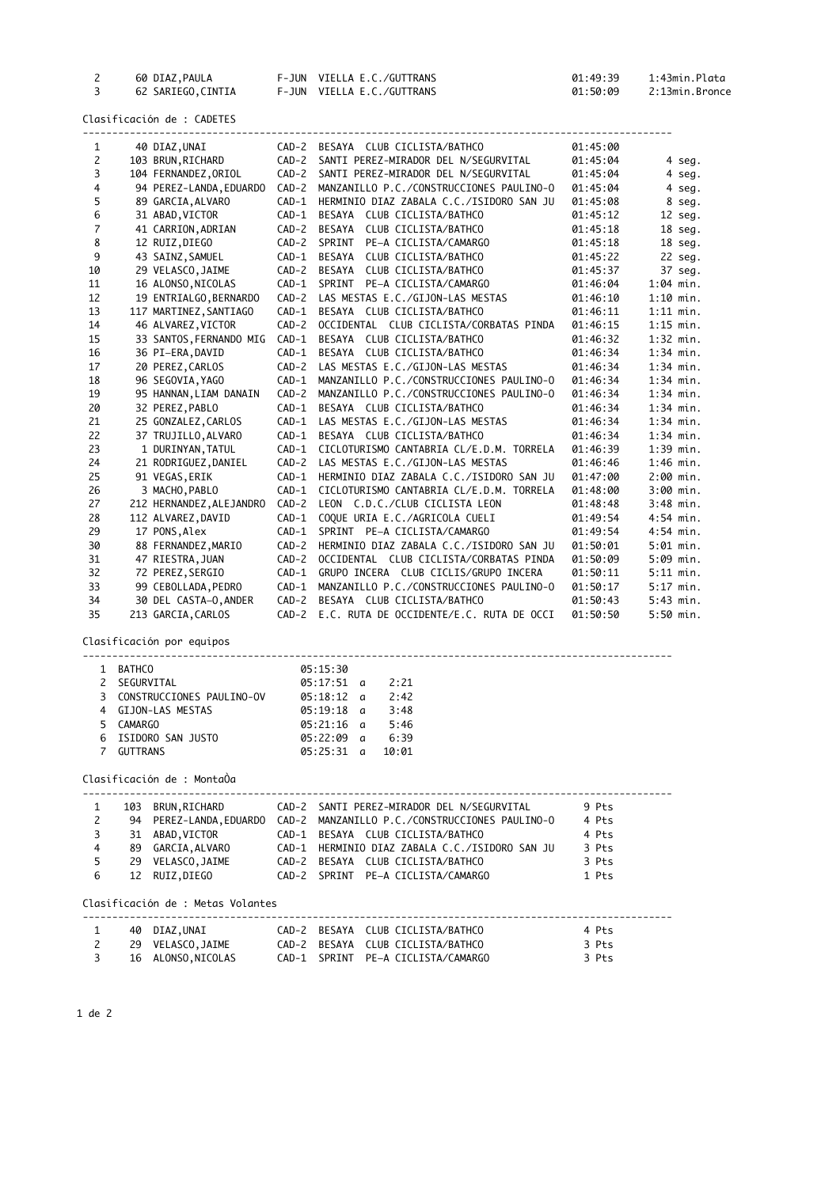| | | | | | | |
|---|---|---|---|---|---|---|
| 2 | 60 | DIAZ,PAULA | F-JUN | VIELLA E.C./GUTTRANS | 01:49:39 | 1:43min.Plata |
| 3 | 62 | SARIEGO,CINTIA | F-JUN | VIELLA E.C./GUTTRANS | 01:50:09 | 2:13min.Bronce |

Clasificación de : CADETES

| | | | | | | |
|---|---|---|---|---|---|---|
| 1 | 40 | DIAZ,UNAI | CAD-2 | BESAYA CLUB CICLISTA/BATHCO | 01:45:00 | |
| 2 | 103 | BRUN,RICHARD | CAD-2 | SANTI PEREZ-MIRADOR DEL N/SEGURVITAL | 01:45:04 | 4 seg. |
| 3 | 104 | FERNANDEZ,ORIOL | CAD-2 | SANTI PEREZ-MIRADOR DEL N/SEGURVITAL | 01:45:04 | 4 seg. |
| 4 | 94 | PEREZ-LANDA,EDUARDO | CAD-2 | MANZANILLO P.C./CONSTRUCCIONES PAULINO-O | 01:45:04 | 4 seg. |
| 5 | 89 | GARCIA,ALVARO | CAD-1 | HERMINIO DIAZ ZABALA C.C./ISIDORO SAN JU | 01:45:08 | 8 seg. |
| 6 | 31 | ABAD,VICTOR | CAD-1 | BESAYA CLUB CICLISTA/BATHCO | 01:45:12 | 12 seg. |
| 7 | 41 | CARRION,ADRIAN | CAD-2 | BESAYA CLUB CICLISTA/BATHCO | 01:45:18 | 18 seg. |
| 8 | 12 | RUIZ,DIEGO | CAD-2 | SPRINT PE—A CICLISTA/CAMARGO | 01:45:18 | 18 seg. |
| 9 | 43 | SAINZ,SAMUEL | CAD-1 | BESAYA CLUB CICLISTA/BATHCO | 01:45:22 | 22 seg. |
| 10 | 29 | VELASCO,JAIME | CAD-2 | BESAYA CLUB CICLISTA/BATHCO | 01:45:37 | 37 seg. |
| 11 | 16 | ALONSO,NICOLAS | CAD-1 | SPRINT PE—A CICLISTA/CAMARGO | 01:46:04 | 1:04 min. |
| 12 | 19 | ENTRIALGO,BERNARDO | CAD-2 | LAS MESTAS E.C./GIJON-LAS MESTAS | 01:46:10 | 1:10 min. |
| 13 | 117 | MARTINEZ,SANTIAGO | CAD-1 | BESAYA CLUB CICLISTA/BATHCO | 01:46:11 | 1:11 min. |
| 14 | 46 | ALVAREZ,VICTOR | CAD-2 | OCCIDENTAL CLUB CICLISTA/CORBATAS PINDA | 01:46:15 | 1:15 min. |
| 15 | 33 | SANTOS,FERNANDO MIG | CAD-1 | BESAYA CLUB CICLISTA/BATHCO | 01:46:32 | 1:32 min. |
| 16 | 36 | PI—ERA,DAVID | CAD-1 | BESAYA CLUB CICLISTA/BATHCO | 01:46:34 | 1:34 min. |
| 17 | 20 | PEREZ,CARLOS | CAD-2 | LAS MESTAS E.C./GIJON-LAS MESTAS | 01:46:34 | 1:34 min. |
| 18 | 96 | SEGOVIA,YAGO | CAD-1 | MANZANILLO P.C./CONSTRUCCIONES PAULINO-O | 01:46:34 | 1:34 min. |
| 19 | 95 | HANNAN,LIAM DANAIN | CAD-2 | MANZANILLO P.C./CONSTRUCCIONES PAULINO-O | 01:46:34 | 1:34 min. |
| 20 | 32 | PEREZ,PABLO | CAD-1 | BESAYA CLUB CICLISTA/BATHCO | 01:46:34 | 1:34 min. |
| 21 | 25 | GONZALEZ,CARLOS | CAD-1 | LAS MESTAS E.C./GIJON-LAS MESTAS | 01:46:34 | 1:34 min. |
| 22 | 37 | TRUJILLO,ALVARO | CAD-1 | BESAYA CLUB CICLISTA/BATHCO | 01:46:34 | 1:34 min. |
| 23 | 1 | DURINYAN,TATUL | CAD-1 | CICLOTURISMO CANTABRIA CL/E.D.M. TORRELA | 01:46:39 | 1:39 min. |
| 24 | 21 | RODRIGUEZ,DANIEL | CAD-2 | LAS MESTAS E.C./GIJON-LAS MESTAS | 01:46:46 | 1:46 min. |
| 25 | 91 | VEGAS,ERIK | CAD-1 | HERMINIO DIAZ ZABALA C.C./ISIDORO SAN JU | 01:47:00 | 2:00 min. |
| 26 | 3 | MACHO,PABLO | CAD-1 | CICLOTURISMO CANTABRIA CL/E.D.M. TORRELA | 01:48:00 | 3:00 min. |
| 27 | 212 | HERNANDEZ,ALEJANDRO | CAD-2 | LEON C.D.C./CLUB CICLISTA LEON | 01:48:48 | 3:48 min. |
| 28 | 112 | ALVAREZ,DAVID | CAD-1 | COQUE URIA E.C./AGRICOLA CUELI | 01:49:54 | 4:54 min. |
| 29 | 17 | PONS,Alex | CAD-1 | SPRINT PE—A CICLISTA/CAMARGO | 01:49:54 | 4:54 min. |
| 30 | 88 | FERNANDEZ,MARIO | CAD-2 | HERMINIO DIAZ ZABALA C.C./ISIDORO SAN JU | 01:50:01 | 5:01 min. |
| 31 | 47 | RIESTRA,JUAN | CAD-2 | OCCIDENTAL CLUB CICLISTA/CORBATAS PINDA | 01:50:09 | 5:09 min. |
| 32 | 72 | PEREZ,SERGIO | CAD-1 | GRUPO INCERA CLUB CICLIS/GRUPO INCERA | 01:50:11 | 5:11 min. |
| 33 | 99 | CEBOLLADA,PEDRO | CAD-1 | MANZANILLO P.C./CONSTRUCCIONES PAULINO-O | 01:50:17 | 5:17 min. |
| 34 | 30 | DEL CASTA—O,ANDER | CAD-2 | BESAYA CLUB CICLISTA/BATHCO | 01:50:43 | 5:43 min. |
| 35 | 213 | GARCIA,CARLOS | CAD-2 | E.C. RUTA DE OCCIDENTE/E.C. RUTA DE OCCI | 01:50:50 | 5:50 min. |

Clasificación por equipos

| | | | | |
|---|---|---|---|---|
| 1 | BATHCO | 05:15:30 | | |
| 2 | SEGURVITAL | 05:17:51 | a | 2:21 |
| 3 | CONSTRUCCIONES PAULINO-OV | 05:18:12 | a | 2:42 |
| 4 | GIJON-LAS MESTAS | 05:19:18 | a | 3:48 |
| 5 | CAMARGO | 05:21:16 | a | 5:46 |
| 6 | ISIDORO SAN JUSTO | 05:22:09 | a | 6:39 |
| 7 | GUTTRANS | 05:25:31 | a | 10:01 |

Clasificación de : MontaÒa

| | | | | | |
|---|---|---|---|---|---|
| 1 | 103 | BRUN,RICHARD | CAD-2 | SANTI PEREZ-MIRADOR DEL N/SEGURVITAL | 9 Pts |
| 2 | 94 | PEREZ-LANDA,EDUARDO | CAD-2 | MANZANILLO P.C./CONSTRUCCIONES PAULINO-O | 4 Pts |
| 3 | 31 | ABAD,VICTOR | CAD-1 | BESAYA CLUB CICLISTA/BATHCO | 4 Pts |
| 4 | 89 | GARCIA,ALVARO | CAD-1 | HERMINIO DIAZ ZABALA C.C./ISIDORO SAN JU | 3 Pts |
| 5 | 29 | VELASCO,JAIME | CAD-2 | BESAYA CLUB CICLISTA/BATHCO | 3 Pts |
| 6 | 12 | RUIZ,DIEGO | CAD-2 | SPRINT PE—A CICLISTA/CAMARGO | 1 Pts |

Clasificación de : Metas Volantes

| | | | | | |
|---|---|---|---|---|---|
| 1 | 40 | DIAZ,UNAI | CAD-2 | BESAYA CLUB CICLISTA/BATHCO | 4 Pts |
| 2 | 29 | VELASCO,JAIME | CAD-2 | BESAYA CLUB CICLISTA/BATHCO | 3 Pts |
| 3 | 16 | ALONSO,NICOLAS | CAD-1 | SPRINT PE—A CICLISTA/CAMARGO | 3 Pts |